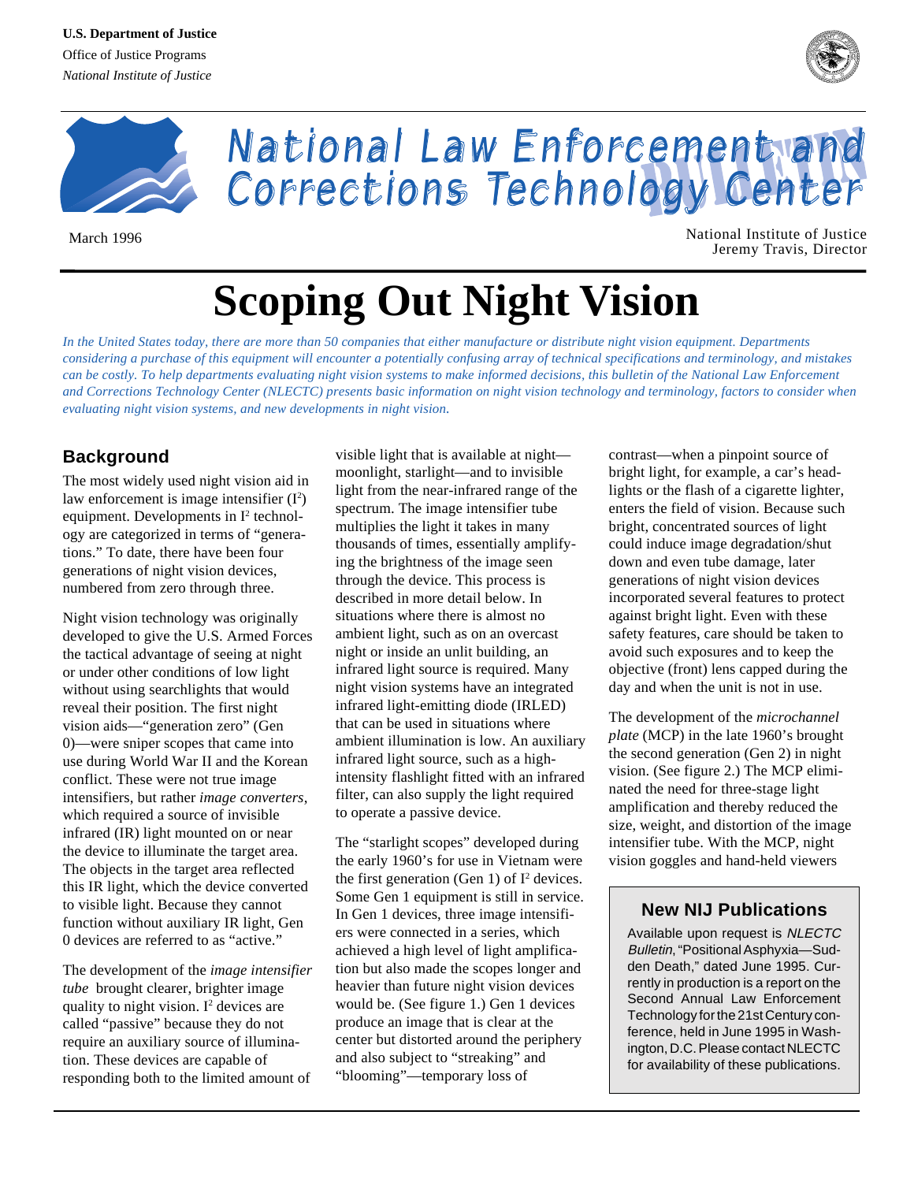U.S. Department of Justice
Office of Justice Programs
*National Institute of Justice*

# National Law Enforcement and Corrections Technology Center BULLETIN

March 1996

National Institute of Justice
Jeremy Travis, Director

# Scoping Out Night Vision

*In the United States today, there are more than 50 companies that either manufacture or distribute night vision equipment. Departments considering a purchase of this equipment will encounter a potentially confusing array of technical specifications and terminology, and mistakes can be costly. To help departments evaluating night vision systems to make informed decisions, this bulletin of the National Law Enforcement and Corrections Technology Center (NLECTC) presents basic information on night vision technology and terminology, factors to consider when evaluating night vision systems, and new developments in night vision.*

## Background

The most widely used night vision aid in law enforcement is image intensifier ($I^2$) equipment. Developments in $I^2$ technology are categorized in terms of "generations." To date, there have been four generations of night vision devices, numbered from zero through three.

Night vision technology was originally developed to give the U.S. Armed Forces the tactical advantage of seeing at night or under other conditions of low light without using searchlights that would reveal their position. The first night vision aids—"generation zero" (Gen 0)—were sniper scopes that came into use during World War II and the Korean conflict. These were not true image intensifiers, but rather *image converters*, which required a source of invisible infrared (IR) light mounted on or near the device to illuminate the target area. The objects in the target area reflected this IR light, which the device converted to visible light. Because they cannot function without auxiliary IR light, Gen 0 devices are referred to as "active."

The development of the *image intensifier tube* brought clearer, brighter image quality to night vision. $I^2$ devices are called "passive" because they do not require an auxiliary source of illumination. These devices are capable of responding both to the limited amount of visible light that is available at night—moonlight, starlight—and to invisible light from the near-infrared range of the spectrum. The image intensifier tube multiplies the light it takes in many thousands of times, essentially amplifying the brightness of the image seen through the device. This process is described in more detail below. In situations where there is almost no ambient light, such as on an overcast night or inside an unlit building, an infrared light source is required. Many night vision systems have an integrated infrared light-emitting diode (IRLED) that can be used in situations where ambient illumination is low. An auxiliary infrared light source, such as a high-intensity flashlight fitted with an infrared filter, can also supply the light required to operate a passive device.

The "starlight scopes" developed during the early 1960's for use in Vietnam were the first generation (Gen 1) of $I^2$ devices. Some Gen 1 equipment is still in service. In Gen 1 devices, three image intensifiers were connected in a series, which achieved a high level of light amplification but also made the scopes longer and heavier than future night vision devices would be. (See figure 1.) Gen 1 devices produce an image that is clear at the center but distorted around the periphery and also subject to "streaking" and "blooming"—temporary loss of contrast—when a pinpoint source of bright light, for example, a car's headlights or the flash of a cigarette lighter, enters the field of vision. Because such bright, concentrated sources of light could induce image degradation/shut down and even tube damage, later generations of night vision devices incorporated several features to protect against bright light. Even with these safety features, care should be taken to avoid such exposures and to keep the objective (front) lens capped during the day and when the unit is not in use.

The development of the *microchannel plate* (MCP) in the late 1960's brought the second generation (Gen 2) in night vision. (See figure 2.) The MCP eliminated the need for three-stage light amplification and thereby reduced the size, weight, and distortion of the image intensifier tube. With the MCP, night vision goggles and hand-held viewers

### New NIJ Publications

Available upon request is *NLECTC Bulletin*, "Positional Asphyxia—Sudden Death," dated June 1995. Currently in production is a report on the Second Annual Law Enforcement Technology for the 21st Century conference, held in June 1995 in Washington, D.C. Please contact NLECTC for availability of these publications.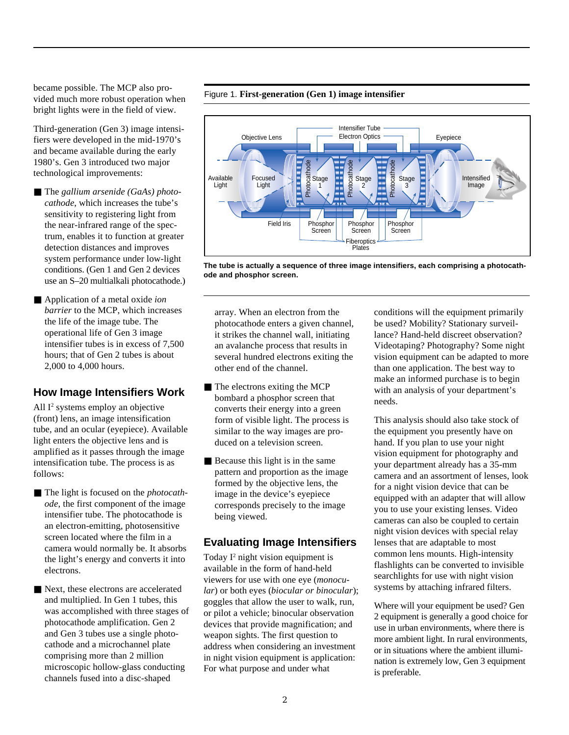became possible. The MCP also provided much more robust operation when bright lights were in the field of view.

Third-generation (Gen 3) image intensifiers were developed in the mid-1970's and became available during the early 1980's. Gen 3 introduced two major technological improvements:

- The *gallium arsenide (GaAs) photocathode*, which increases the tube's sensitivity to registering light from the near-infrared range of the spectrum, enables it to function at greater detection distances and improves system performance under low-light conditions. (Gen 1 and Gen 2 devices use an S–20 multialkali photocathode.)
- Application of a metal oxide *ion barrier* to the MCP, which increases the life of the image tube. The operational life of Gen 3 image intensifier tubes is in excess of 7,500 hours; that of Gen 2 tubes is about 2,000 to 4,000 hours.

## How Image Intensifiers Work

All $I^2$ systems employ an objective (front) lens, an image intensification tube, and an ocular (eyepiece). Available light enters the objective lens and is amplified as it passes through the image intensification tube. The process is as follows:

- The light is focused on the *photocathode*, the first component of the image intensifier tube. The photocathode is an electron-emitting, photosensitive screen located where the film in a camera would normally be. It absorbs the light's energy and converts it into electrons.
- Next, these electrons are accelerated and multiplied. In Gen 1 tubes, this was accomplished with three stages of photocathode amplification. Gen 2 and Gen 3 tubes use a single photocathode and a microchannel plate comprising more than 2 million microscopic hollow-glass conducting channels fused into a disc-shaped array. When an electron from the photocathode enters a given channel, it strikes the channel wall, initiating an avalanche process that results in several hundred electrons exiting the other end of the channel.
- The electrons exiting the MCP bombard a phosphor screen that converts their energy into a green form of visible light. The process is similar to the way images are produced on a television screen.
- Because this light is in the same pattern and proportion as the image formed by the objective lens, the image in the device's eyepiece corresponds precisely to the image being viewed.

Figure 1. **First-generation (Gen 1) image intensifier**

**The tube is actually a sequence of three image intensifiers, each comprising a photocathode and phosphor screen.**

## Evaluating Image Intensifiers

Today $I^2$ night vision equipment is available in the form of hand-held viewers for use with one eye (*monocular*) or both eyes (*biocular or binocular*); goggles that allow the user to walk, run, or pilot a vehicle; binocular observation devices that provide magnification; and weapon sights. The first question to address when considering an investment in night vision equipment is application: For what purpose and under what conditions will the equipment primarily be used? Mobility? Stationary surveillance? Hand-held discreet observation? Videotaping? Photography? Some night vision equipment can be adapted to more than one application. The best way to make an informed purchase is to begin with an analysis of your department's needs.

This analysis should also take stock of the equipment you presently have on hand. If you plan to use your night vision equipment for photography and your department already has a 35-mm camera and an assortment of lenses, look for a night vision device that can be equipped with an adapter that will allow you to use your existing lenses. Video cameras can also be coupled to certain night vision devices with special relay lenses that are adaptable to most common lens mounts. High-intensity flashlights can be converted to invisible searchlights for use with night vision systems by attaching infrared filters.

Where will your equipment be used? Gen 2 equipment is generally a good choice for use in urban environments, where there is more ambient light. In rural environments, or in situations where the ambient illumination is extremely low, Gen 3 equipment is preferable.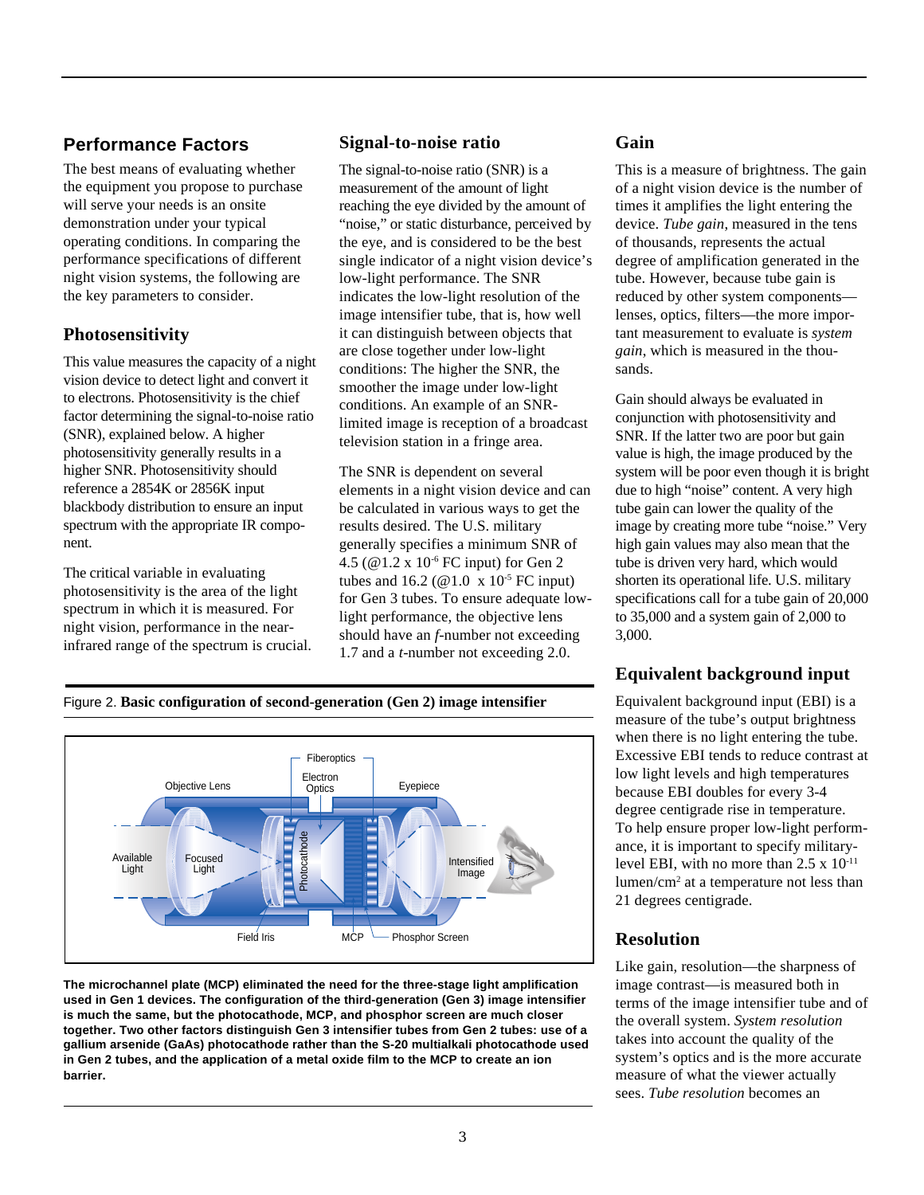## Performance Factors

The best means of evaluating whether the equipment you propose to purchase will serve your needs is an onsite demonstration under your typical operating conditions. In comparing the performance specifications of different night vision systems, the following are the key parameters to consider.

### Photosensitivity

This value measures the capacity of a night vision device to detect light and convert it to electrons. Photosensitivity is the chief factor determining the signal-to-noise ratio (SNR), explained below. A higher photosensitivity generally results in a higher SNR. Photosensitivity should reference a 2854K or 2856K input blackbody distribution to ensure an input spectrum with the appropriate IR component.

The critical variable in evaluating photosensitivity is the area of the light spectrum in which it is measured. For night vision, performance in the near-infrared range of the spectrum is crucial.

### Signal-to-noise ratio

The signal-to-noise ratio (SNR) is a measurement of the amount of light reaching the eye divided by the amount of "noise," or static disturbance, perceived by the eye, and is considered to be the best single indicator of a night vision device's low-light performance. The SNR indicates the low-light resolution of the image intensifier tube, that is, how well it can distinguish between objects that are close together under low-light conditions: The higher the SNR, the smoother the image under low-light conditions. An example of an SNR-limited image is reception of a broadcast television station in a fringe area.

The SNR is dependent on several elements in a night vision device and can be calculated in various ways to get the results desired. The U.S. military generally specifies a minimum SNR of 4.5 (@1.2 x $10^{-6}$ FC input) for Gen 2 tubes and 16.2 (@1.0 x $10^{-5}$ FC input) for Gen 3 tubes. To ensure adequate low-light performance, the objective lens should have an *f*-number not exceeding 1.7 and a *t*-number not exceeding 2.0.

Figure 2. **Basic configuration of second-generation (Gen 2) image intensifier**

**The microchannel plate (MCP) eliminated the need for the three-stage light amplification used in Gen 1 devices. The configuration of the third-generation (Gen 3) image intensifier is much the same, but the photocathode, MCP, and phosphor screen are much closer together. Two other factors distinguish Gen 3 intensifier tubes from Gen 2 tubes: use of a gallium arsenide (GaAs) photocathode rather than the S-20 multialkali photocathode used in Gen 2 tubes, and the application of a metal oxide film to the MCP to create an ion barrier.**

### Gain

This is a measure of brightness. The gain of a night vision device is the number of times it amplifies the light entering the device. *Tube gain*, measured in the tens of thousands, represents the actual degree of amplification generated in the tube. However, because tube gain is reduced by other system components—lenses, optics, filters—the more important measurement to evaluate is *system gain*, which is measured in the thousands.

Gain should always be evaluated in conjunction with photosensitivity and SNR. If the latter two are poor but gain value is high, the image produced by the system will be poor even though it is bright due to high "noise" content. A very high tube gain can lower the quality of the image by creating more tube "noise." Very high gain values may also mean that the tube is driven very hard, which would shorten its operational life. U.S. military specifications call for a tube gain of 20,000 to 35,000 and a system gain of 2,000 to 3,000.

### Equivalent background input

Equivalent background input (EBI) is a measure of the tube's output brightness when there is no light entering the tube. Excessive EBI tends to reduce contrast at low light levels and high temperatures because EBI doubles for every 3-4 degree centigrade rise in temperature. To help ensure proper low-light performance, it is important to specify military-level EBI, with no more than 2.5 x $10^{-11}$ lumen/$cm^2$ at a temperature not less than 21 degrees centigrade.

### Resolution

Like gain, resolution—the sharpness of image contrast—is measured both in terms of the image intensifier tube and of the overall system. *System resolution* takes into account the quality of the system's optics and is the more accurate measure of what the viewer actually sees. *Tube resolution* becomes an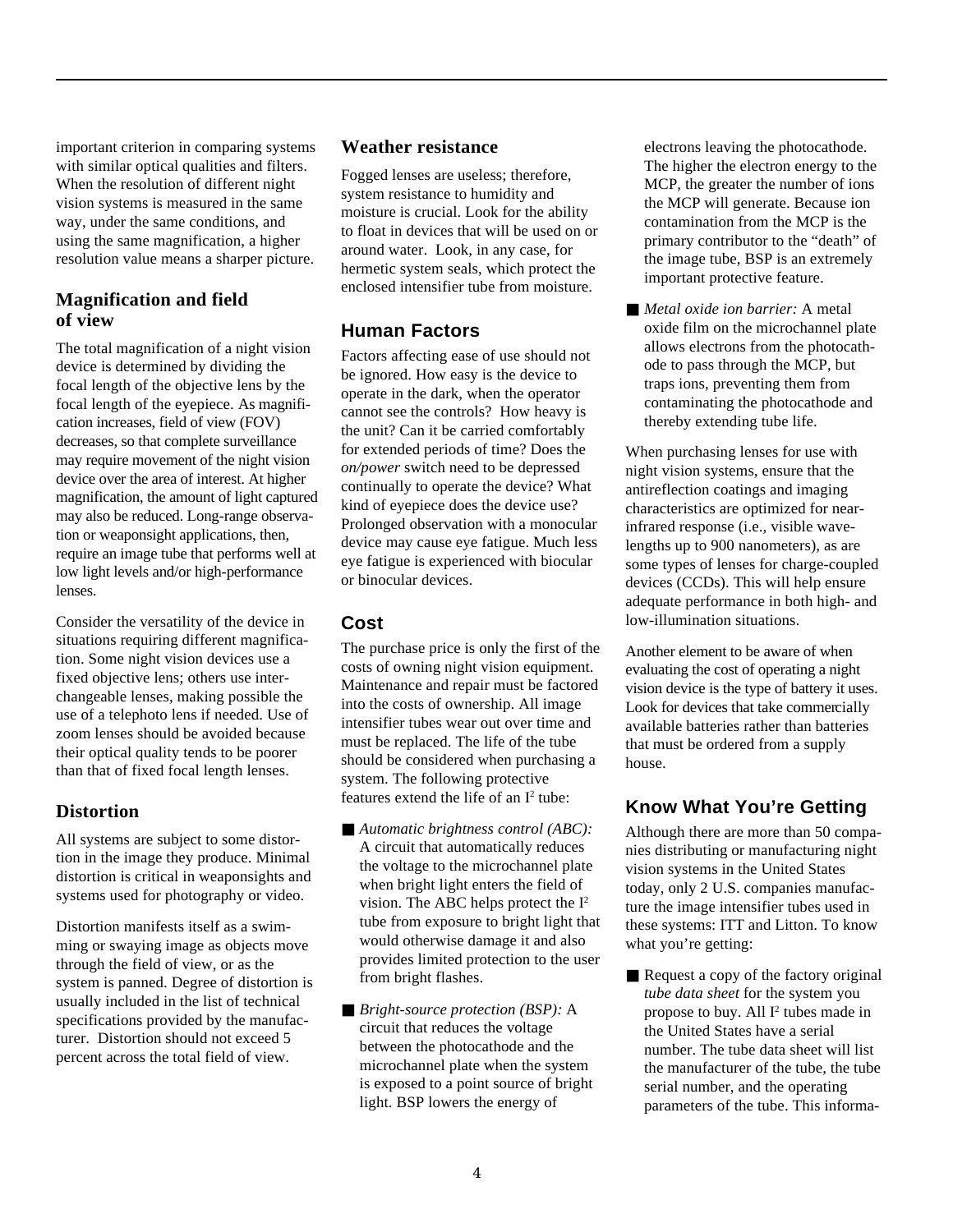important criterion in comparing systems with similar optical qualities and filters. When the resolution of different night vision systems is measured in the same way, under the same conditions, and using the same magnification, a higher resolution value means a sharper picture.

### Magnification and field of view

The total magnification of a night vision device is determined by dividing the focal length of the objective lens by the focal length of the eyepiece. As magnification increases, field of view (FOV) decreases, so that complete surveillance may require movement of the night vision device over the area of interest. At higher magnification, the amount of light captured may also be reduced. Long-range observation or weaponsight applications, then, require an image tube that performs well at low light levels and/or high-performance lenses.

Consider the versatility of the device in situations requiring different magnification. Some night vision devices use a fixed objective lens; others use interchangeable lenses, making possible the use of a telephoto lens if needed. Use of zoom lenses should be avoided because their optical quality tends to be poorer than that of fixed focal length lenses.

### Distortion

All systems are subject to some distortion in the image they produce. Minimal distortion is critical in weaponsights and systems used for photography or video.

Distortion manifests itself as a swimming or swaying image as objects move through the field of view, or as the system is panned. Degree of distortion is usually included in the list of technical specifications provided by the manufacturer. Distortion should not exceed 5 percent across the total field of view.

### Weather resistance

Fogged lenses are useless; therefore, system resistance to humidity and moisture is crucial. Look for the ability to float in devices that will be used on or around water. Look, in any case, for hermetic system seals, which protect the enclosed intensifier tube from moisture.

## Human Factors

Factors affecting ease of use should not be ignored. How easy is the device to operate in the dark, when the operator cannot see the controls? How heavy is the unit? Can it be carried comfortably for extended periods of time? Does the *on/power* switch need to be depressed continually to operate the device? What kind of eyepiece does the device use? Prolonged observation with a monocular device may cause eye fatigue. Much less eye fatigue is experienced with biocular or binocular devices.

## Cost

The purchase price is only the first of the costs of owning night vision equipment. Maintenance and repair must be factored into the costs of ownership. All image intensifier tubes wear out over time and must be replaced. The life of the tube should be considered when purchasing a system. The following protective features extend the life of an $I^2$ tube:

- *Automatic brightness control (ABC):* A circuit that automatically reduces the voltage to the microchannel plate when bright light enters the field of vision. The ABC helps protect the $I^2$ tube from exposure to bright light that would otherwise damage it and also provides limited protection to the user from bright flashes.
- *Bright-source protection (BSP):* A circuit that reduces the voltage between the photocathode and the microchannel plate when the system is exposed to a point source of bright light. BSP lowers the energy of electrons leaving the photocathode. The higher the electron energy to the MCP, the greater the number of ions the MCP will generate. Because ion contamination from the MCP is the primary contributor to the "death" of the image tube, BSP is an extremely important protective feature.
- *Metal oxide ion barrier:* A metal oxide film on the microchannel plate allows electrons from the photocathode to pass through the MCP, but traps ions, preventing them from contaminating the photocathode and thereby extending tube life.

When purchasing lenses for use with night vision systems, ensure that the antireflection coatings and imaging characteristics are optimized for near-infrared response (i.e., visible wavelengths up to 900 nanometers), as are some types of lenses for charge-coupled devices (CCDs). This will help ensure adequate performance in both high- and low-illumination situations.

Another element to be aware of when evaluating the cost of operating a night vision device is the type of battery it uses. Look for devices that take commercially available batteries rather than batteries that must be ordered from a supply house.

## Know What You're Getting

Although there are more than 50 companies distributing or manufacturing night vision systems in the United States today, only 2 U.S. companies manufacture the image intensifier tubes used in these systems: ITT and Litton. To know what you're getting:

- Request a copy of the factory original *tube data sheet* for the system you propose to buy. All $I^2$ tubes made in the United States have a serial number. The tube data sheet will list the manufacturer of the tube, the tube serial number, and the operating parameters of the tube. This informa-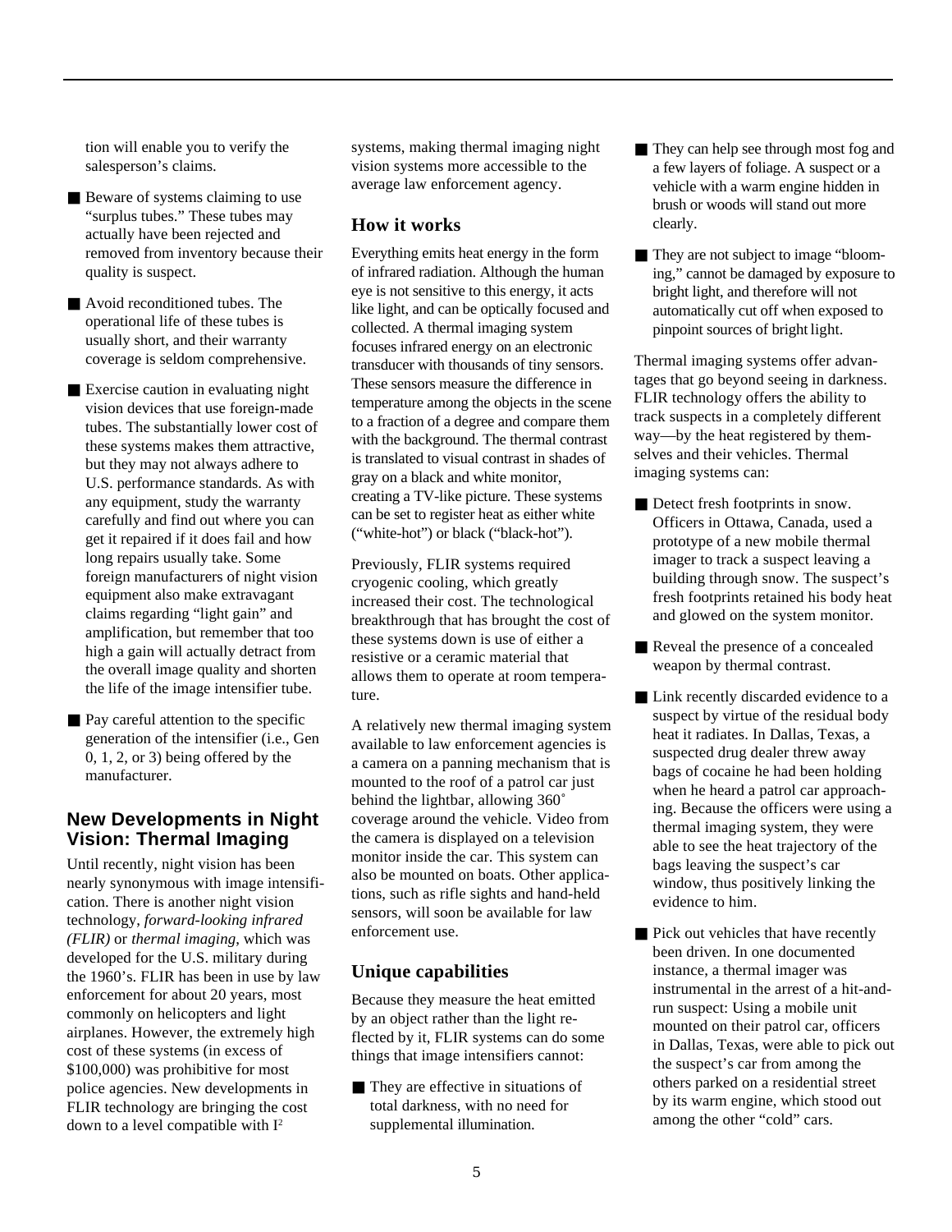tion will enable you to verify the salesperson's claims.

- Beware of systems claiming to use "surplus tubes." These tubes may actually have been rejected and removed from inventory because their quality is suspect.
- Avoid reconditioned tubes. The operational life of these tubes is usually short, and their warranty coverage is seldom comprehensive.
- Exercise caution in evaluating night vision devices that use foreign-made tubes. The substantially lower cost of these systems makes them attractive, but they may not always adhere to U.S. performance standards. As with any equipment, study the warranty carefully and find out where you can get it repaired if it does fail and how long repairs usually take. Some foreign manufacturers of night vision equipment also make extravagant claims regarding "light gain" and amplification, but remember that too high a gain will actually detract from the overall image quality and shorten the life of the image intensifier tube.
- Pay careful attention to the specific generation of the intensifier (i.e., Gen 0, 1, 2, or 3) being offered by the manufacturer.

## New Developments in Night Vision: Thermal Imaging

Until recently, night vision has been nearly synonymous with image intensification. There is another night vision technology, *forward-looking infrared (FLIR)* or *thermal imaging*, which was developed for the U.S. military during the 1960's. FLIR has been in use by law enforcement for about 20 years, most commonly on helicopters and light airplanes. However, the extremely high cost of these systems (in excess of $100,000) was prohibitive for most police agencies. New developments in FLIR technology are bringing the cost down to a level compatible with $I^2$ systems, making thermal imaging night vision systems more accessible to the average law enforcement agency.

### How it works

Everything emits heat energy in the form of infrared radiation. Although the human eye is not sensitive to this energy, it acts like light, and can be optically focused and collected. A thermal imaging system focuses infrared energy on an electronic transducer with thousands of tiny sensors. These sensors measure the difference in temperature among the objects in the scene to a fraction of a degree and compare them with the background. The thermal contrast is translated to visual contrast in shades of gray on a black and white monitor, creating a TV-like picture. These systems can be set to register heat as either white ("white-hot") or black ("black-hot").

Previously, FLIR systems required cryogenic cooling, which greatly increased their cost. The technological breakthrough that has brought the cost of these systems down is use of either a resistive or a ceramic material that allows them to operate at room temperature.

A relatively new thermal imaging system available to law enforcement agencies is a camera on a panning mechanism that is mounted to the roof of a patrol car just behind the lightbar, allowing 360˚ coverage around the vehicle. Video from the camera is displayed on a television monitor inside the car. This system can also be mounted on boats. Other applications, such as rifle sights and hand-held sensors, will soon be available for law enforcement use.

### Unique capabilities

Because they measure the heat emitted by an object rather than the light reflected by it, FLIR systems can do some things that image intensifiers cannot:

- They are effective in situations of total darkness, with no need for supplemental illumination.
- They can help see through most fog and a few layers of foliage. A suspect or a vehicle with a warm engine hidden in brush or woods will stand out more clearly.
- They are not subject to image "blooming," cannot be damaged by exposure to bright light, and therefore will not automatically cut off when exposed to pinpoint sources of bright light.

Thermal imaging systems offer advantages that go beyond seeing in darkness. FLIR technology offers the ability to track suspects in a completely different way—by the heat registered by themselves and their vehicles. Thermal imaging systems can:

- Detect fresh footprints in snow. Officers in Ottawa, Canada, used a prototype of a new mobile thermal imager to track a suspect leaving a building through snow. The suspect's fresh footprints retained his body heat and glowed on the system monitor.
- Reveal the presence of a concealed weapon by thermal contrast.
- Link recently discarded evidence to a suspect by virtue of the residual body heat it radiates. In Dallas, Texas, a suspected drug dealer threw away bags of cocaine he had been holding when he heard a patrol car approaching. Because the officers were using a thermal imaging system, they were able to see the heat trajectory of the bags leaving the suspect's car window, thus positively linking the evidence to him.
- Pick out vehicles that have recently been driven. In one documented instance, a thermal imager was instrumental in the arrest of a hit-and-run suspect: Using a mobile unit mounted on their patrol car, officers in Dallas, Texas, were able to pick out the suspect's car from among the others parked on a residential street by its warm engine, which stood out among the other "cold" cars.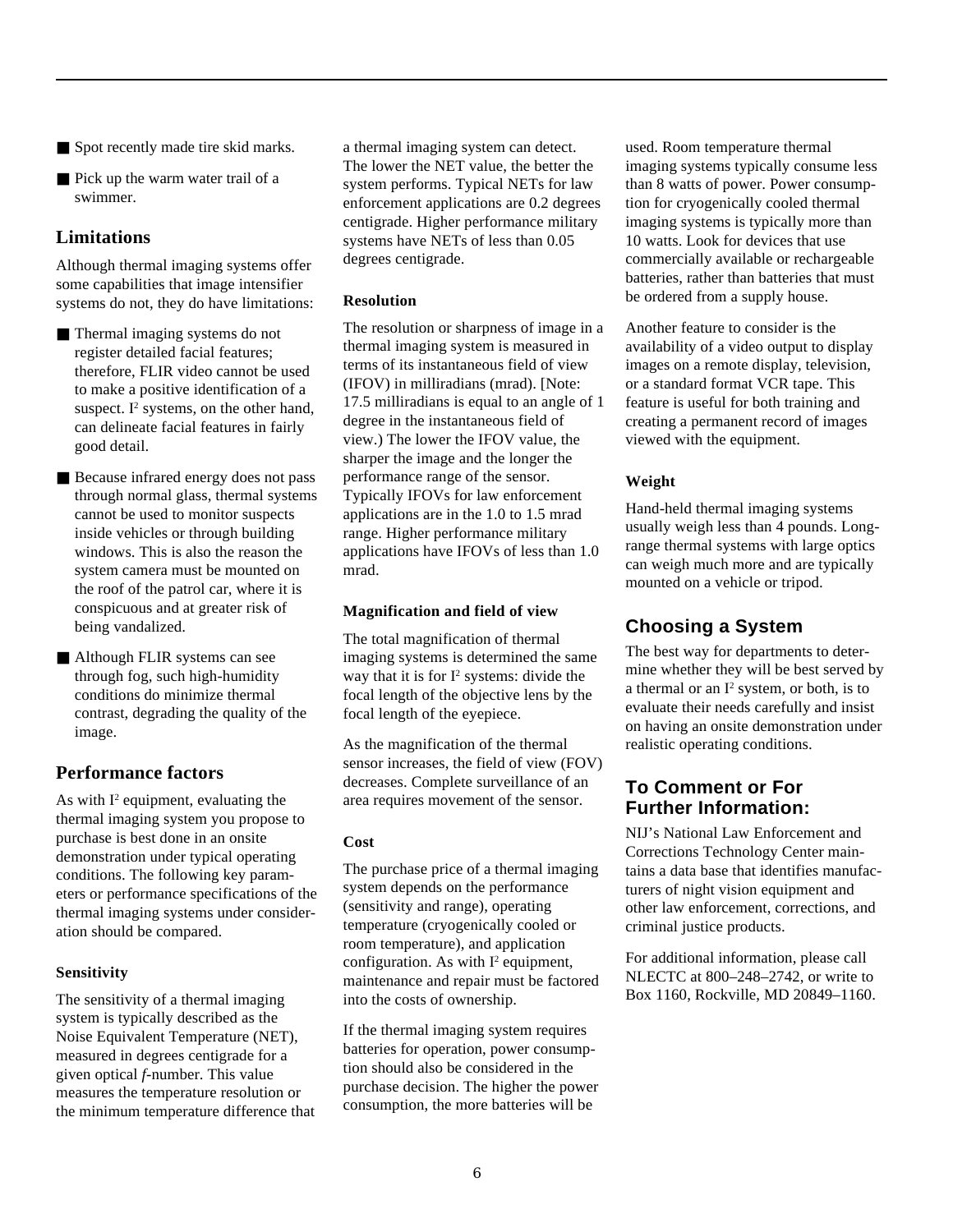- Spot recently made tire skid marks.
- Pick up the warm water trail of a swimmer.

## Limitations

Although thermal imaging systems offer some capabilities that image intensifier systems do not, they do have limitations:

- Thermal imaging systems do not register detailed facial features; therefore, FLIR video cannot be used to make a positive identification of a suspect. $I^2$ systems, on the other hand, can delineate facial features in fairly good detail.
- Because infrared energy does not pass through normal glass, thermal systems cannot be used to monitor suspects inside vehicles or through building windows. This is also the reason the system camera must be mounted on the roof of the patrol car, where it is conspicuous and at greater risk of being vandalized.
- Although FLIR systems can see through fog, such high-humidity conditions do minimize thermal contrast, degrading the quality of the image.

## Performance factors

As with $I^2$ equipment, evaluating the thermal imaging system you propose to purchase is best done in an onsite demonstration under typical operating conditions. The following key parameters or performance specifications of the thermal imaging systems under consideration should be compared.

### Sensitivity

The sensitivity of a thermal imaging system is typically described as the Noise Equivalent Temperature (NET), measured in degrees centigrade for a given optical *f*-number. This value measures the temperature resolution or the minimum temperature difference that a thermal imaging system can detect. The lower the NET value, the better the system performs. Typical NETs for law enforcement applications are 0.2 degrees centigrade. Higher performance military systems have NETs of less than 0.05 degrees centigrade.

### Resolution

The resolution or sharpness of image in a thermal imaging system is measured in terms of its instantaneous field of view (IFOV) in milliradians (mrad). [Note: 17.5 milliradians is equal to an angle of 1 degree in the instantaneous field of view.) The lower the IFOV value, the sharper the image and the longer the performance range of the sensor. Typically IFOVs for law enforcement applications are in the 1.0 to 1.5 mrad range. Higher performance military applications have IFOVs of less than 1.0 mrad.

### Magnification and field of view

The total magnification of thermal imaging systems is determined the same way that it is for $I^2$ systems: divide the focal length of the objective lens by the focal length of the eyepiece.

As the magnification of the thermal sensor increases, the field of view (FOV) decreases. Complete surveillance of an area requires movement of the sensor.

### Cost

The purchase price of a thermal imaging system depends on the performance (sensitivity and range), operating temperature (cryogenically cooled or room temperature), and application configuration. As with $I^2$ equipment, maintenance and repair must be factored into the costs of ownership.

If the thermal imaging system requires batteries for operation, power consumption should also be considered in the purchase decision. The higher the power consumption, the more batteries will be used. Room temperature thermal imaging systems typically consume less than 8 watts of power. Power consumption for cryogenically cooled thermal imaging systems is typically more than 10 watts. Look for devices that use commercially available or rechargeable batteries, rather than batteries that must be ordered from a supply house.

Another feature to consider is the availability of a video output to display images on a remote display, television, or a standard format VCR tape. This feature is useful for both training and creating a permanent record of images viewed with the equipment.

### Weight

Hand-held thermal imaging systems usually weigh less than 4 pounds. Long-range thermal systems with large optics can weigh much more and are typically mounted on a vehicle or tripod.

## Choosing a System

The best way for departments to determine whether they will be best served by a thermal or an $I^2$ system, or both, is to evaluate their needs carefully and insist on having an onsite demonstration under realistic operating conditions.

## To Comment or For Further Information:

NIJ's National Law Enforcement and Corrections Technology Center maintains a data base that identifies manufacturers of night vision equipment and other law enforcement, corrections, and criminal justice products.

For additional information, please call NLECTC at 800–248–2742, or write to Box 1160, Rockville, MD 20849–1160.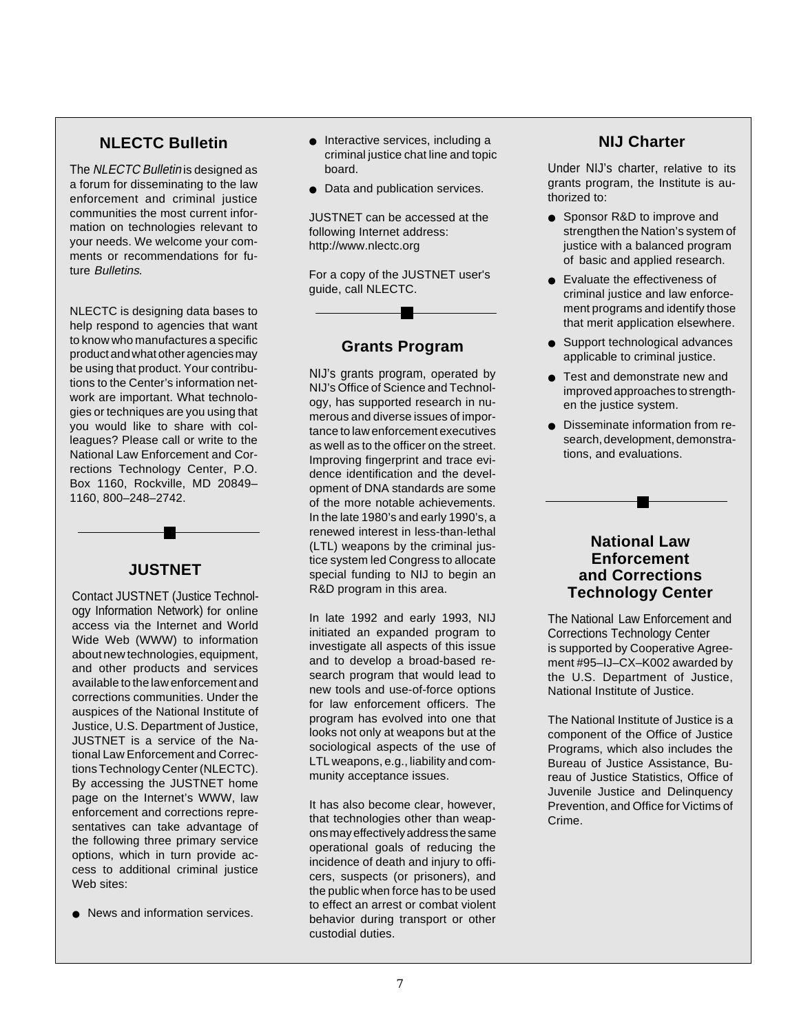## NLECTC Bulletin

The *NLECTC Bulletin* is designed as a forum for disseminating to the law enforcement and criminal justice communities the most current information on technologies relevant to your needs. We welcome your comments or recommendations for future *Bulletins*.

NLECTC is designing data bases to help respond to agencies that want to know who manufactures a specific product and what other agencies may be using that product. Your contributions to the Center's information network are important. What technologies or techniques are you using that you would like to share with colleagues? Please call or write to the National Law Enforcement and Corrections Technology Center, P.O. Box 1160, Rockville, MD 20849–1160, 800–248–2742.

## JUSTNET

Contact JUSTNET (Justice Technology Information Network) for online access via the Internet and World Wide Web (WWW) to information about new technologies, equipment, and other products and services available to the law enforcement and corrections communities. Under the auspices of the National Institute of Justice, U.S. Department of Justice, JUSTNET is a service of the National Law Enforcement and Corrections Technology Center (NLECTC). By accessing the JUSTNET home page on the Internet's WWW, law enforcement and corrections representatives can take advantage of the following three primary service options, which in turn provide access to additional criminal justice Web sites:

- News and information services.
- Interactive services, including a criminal justice chat line and topic board.
- Data and publication services.

JUSTNET can be accessed at the following Internet address: http://www.nlectc.org

For a copy of the JUSTNET user's guide, call NLECTC.

## Grants Program

NIJ's grants program, operated by NIJ's Office of Science and Technology, has supported research in numerous and diverse issues of importance to law enforcement executives as well as to the officer on the street. Improving fingerprint and trace evidence identification and the development of DNA standards are some of the more notable achievements. In the late 1980's and early 1990's, a renewed interest in less-than-lethal (LTL) weapons by the criminal justice system led Congress to allocate special funding to NIJ to begin an R&D program in this area.

In late 1992 and early 1993, NIJ initiated an expanded program to investigate all aspects of this issue and to develop a broad-based research program that would lead to new tools and use-of-force options for law enforcement officers. The program has evolved into one that looks not only at weapons but at the sociological aspects of the use of LTL weapons, e.g., liability and community acceptance issues.

It has also become clear, however, that technologies other than weapons may effectively address the same operational goals of reducing the incidence of death and injury to officers, suspects (or prisoners), and the public when force has to be used to effect an arrest or combat violent behavior during transport or other custodial duties.

## NIJ Charter

Under NIJ's charter, relative to its grants program, the Institute is authorized to:

- Sponsor R&D to improve and strengthen the Nation's system of justice with a balanced program of basic and applied research.
- Evaluate the effectiveness of criminal justice and law enforcement programs and identify those that merit application elsewhere.
- Support technological advances applicable to criminal justice.
- Test and demonstrate new and improved approaches to strengthen the justice system.
- Disseminate information from research, development, demonstrations, and evaluations.

## National Law Enforcement and Corrections Technology Center

The National Law Enforcement and Corrections Technology Center is supported by Cooperative Agreement #95–IJ–CX–K002 awarded by the U.S. Department of Justice, National Institute of Justice.

The National Institute of Justice is a component of the Office of Justice Programs, which also includes the Bureau of Justice Assistance, Bureau of Justice Statistics, Office of Juvenile Justice and Delinquency Prevention, and Office for Victims of Crime.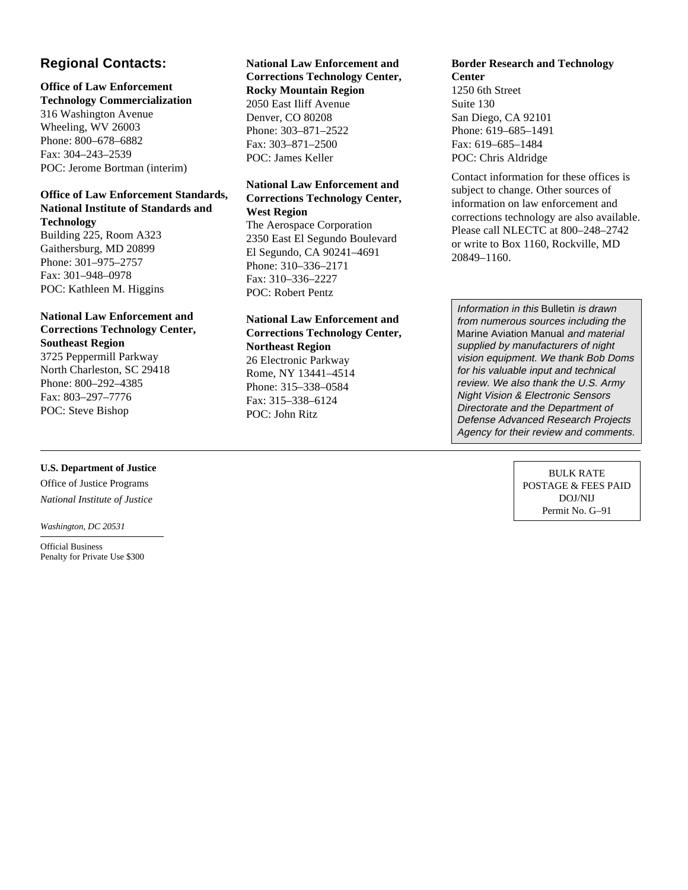## Regional Contacts:

**Office of Law Enforcement Technology Commercialization**
316 Washington Avenue
Wheeling, WV 26003
Phone: 800–678–6882
Fax: 304–243–2539
POC: Jerome Bortman (interim)

**Office of Law Enforcement Standards, National Institute of Standards and Technology**
Building 225, Room A323
Gaithersburg, MD 20899
Phone: 301–975–2757
Fax: 301–948–0978
POC: Kathleen M. Higgins

**National Law Enforcement and Corrections Technology Center, Southeast Region**
3725 Peppermill Parkway
North Charleston, SC 29418
Phone: 800–292–4385
Fax: 803–297–7776
POC: Steve Bishop

**National Law Enforcement and Corrections Technology Center, Rocky Mountain Region**
2050 East Iliff Avenue
Denver, CO 80208
Phone: 303–871–2522
Fax: 303–871–2500
POC: James Keller

**National Law Enforcement and Corrections Technology Center, West Region**
The Aerospace Corporation
2350 East El Segundo Boulevard
El Segundo, CA 90241–4691
Phone: 310–336–2171
Fax: 310–336–2227
POC: Robert Pentz

**National Law Enforcement and Corrections Technology Center, Northeast Region**
26 Electronic Parkway
Rome, NY 13441–4514
Phone: 315–338–0584
Fax: 315–338–6124
POC: John Ritz

**Border Research and Technology Center**
1250 6th Street
Suite 130
San Diego, CA 92101
Phone: 619–685–1491
Fax: 619–685–1484
POC: Chris Aldridge

Contact information for these offices is subject to change. Other sources of information on law enforcement and corrections technology are also available. Please call NLECTC at 800–248–2742 or write to Box 1160, Rockville, MD 20849–1160.

*Information in this* Bulletin *is drawn from numerous sources including the* Marine Aviation Manual *and material supplied by manufacturers of night vision equipment. We thank Bob Doms for his valuable input and technical review. We also thank the U.S. Army Night Vision & Electronic Sensors Directorate and the Department of Defense Advanced Research Projects Agency for their review and comments.*

---

**U.S. Department of Justice**
Office of Justice Programps
*National Institute of Justice*

*Washington, DC 20531*

Official Business
Penalty for Private Use $300

BULK RATE
POSTAGE & FEES PAID
DOJ/NIJ
Permit No. G–91